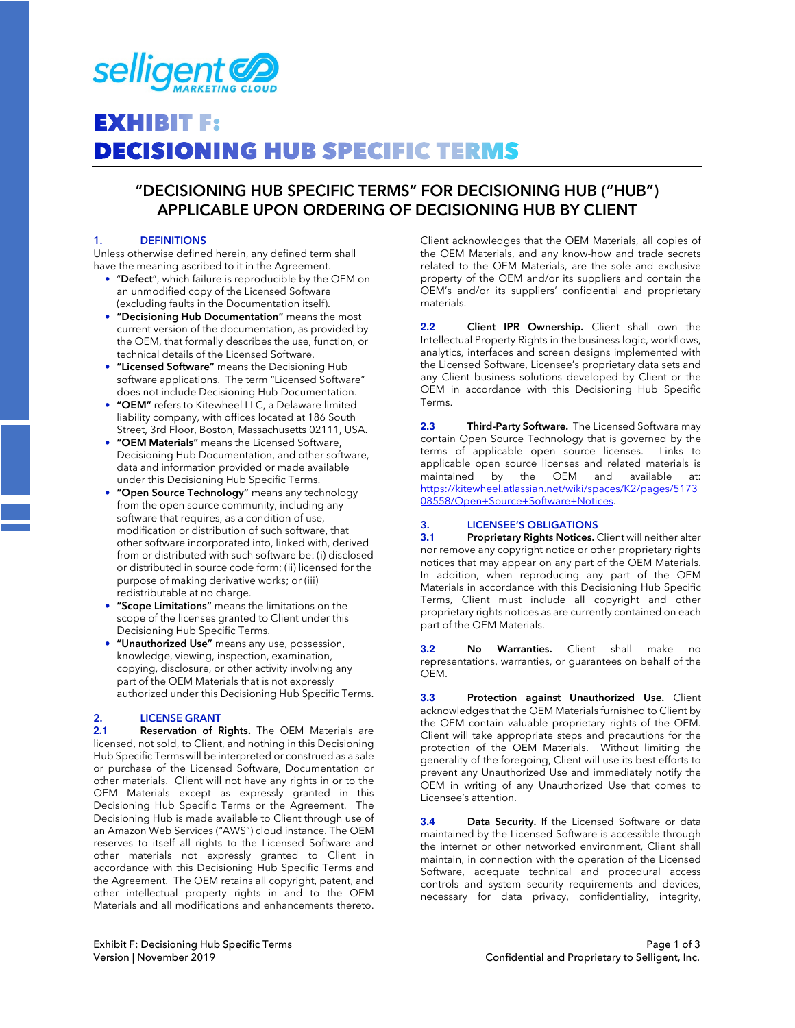# EXHIBIT F: DECISIONING HUB SPECIFIC TERMS

## "DECISIONING HUB SPECIFIC TERMS" FOR DECISIONING HUB ("HUB") APPLICABLE UPON ORDERING OF DECISIONING HUB BY CLIENT

### 1. DEFINITIONS

Unless otherwise defined herein, any defined term shall have the meaning ascribed to it in the Agreement.

- "**Defect**", which failure is reproducible by the OEM on an unmodified copy of the Licensed Software (excluding faults in the Documentation itself).
- **"Decisioning Hub Documentation"** means the most current version of the documentation, as provided by the OEM, that formally describes the use, function, or technical details of the Licensed Software.
- **"Licensed Software"** means the Decisioning Hub software applications. The term "Licensed Software" does not include Decisioning Hub Documentation.
- **"OEM"** refers to Kitewheel LLC, a Delaware limited liability company, with offices located at 186 South Street, 3rd Floor, Boston, Massachusetts 02111, USA.
- **"OEM Materials"** means the Licensed Software, Decisioning Hub Documentation, and other software, data and information provided or made available under this Decisioning Hub Specific Terms.
- **"Open Source Technology"** means any technology from the open source community, including any software that requires, as a condition of use, modification or distribution of such software, that other software incorporated into, linked with, derived from or distributed with such software be: (i) disclosed or distributed in source code form; (ii) licensed for the purpose of making derivative works; or (iii) redistributable at no charge.
- **"Scope Limitations"** means the limitations on the scope of the licenses granted to Client under this Decisioning Hub Specific Terms.
- **"Unauthorized Use"** means any use, possession, knowledge, viewing, inspection, examination, copying, disclosure, or other activity involving any part of the OEM Materials that is not expressly authorized under this Decisioning Hub Specific Terms.

### 2. LICENSE GRANT

**2.1 Reservation of Rights.** The OEM Materials are licensed, not sold, to Client, and nothing in this Decisioning Hub Specific Terms will be interpreted or construed as a sale or purchase of the Licensed Software, Documentation or other materials. Client will not have any rights in or to the OEM Materials except as expressly granted in this Decisioning Hub Specific Terms or the Agreement. The Decisioning Hub is made available to Client through use of an Amazon Web Services ("AWS") cloud instance. The OEM reserves to itself all rights to the Licensed Software and other materials not expressly granted to Client in accordance with this Decisioning Hub Specific Terms and the Agreement. The OEM retains all copyright, patent, and other intellectual property rights in and to the OEM Materials and all modifications and enhancements thereto. Client acknowledges that the OEM Materials, all copies of the OEM Materials, and any know-how and trade secrets related to the OEM Materials, are the sole and exclusive property of the OEM and/or its suppliers and contain the OEM's and/or its suppliers' confidential and proprietary materials.

**2.2 Client IPR Ownership.** Client shall own the Intellectual Property Rights in the business logic, workflows, analytics, interfaces and screen designs implemented with the Licensed Software, Licensee's proprietary data sets and any Client business solutions developed by Client or the OEM in accordance with this Decisioning Hub Specific Terms.

**2.3 Third-Party Software.** The Licensed Software may contain Open Source Technology that is governed by the terms of applicable open source licenses. Links to applicable open source licenses and related materials is maintained by the OEM and available at: https://kitewheel.atlassian.net/wiki/spaces/K2/pages/517308558/Open+Source+Software+Notices.

### 3. LICENSEE'S OBLIGATIONS

**3.1 Proprietary Rights Notices.** Client will neither alter nor remove any copyright notice or other proprietary rights notices that may appear on any part of the OEM Materials. In addition, when reproducing any part of the OEM Materials in accordance with this Decisioning Hub Specific Terms, Client must include all copyright and other proprietary rights notices as are currently contained on each part of the OEM Materials.

**3.2 No Warranties.** Client shall make no representations, warranties, or guarantees on behalf of the OEM.

**3.3 Protection against Unauthorized Use.** Client acknowledges that the OEM Materials furnished to Client by the OEM contain valuable proprietary rights of the OEM. Client will take appropriate steps and precautions for the protection of the OEM Materials. Without limiting the generality of the foregoing, Client will use its best efforts to prevent any Unauthorized Use and immediately notify the OEM in writing of any Unauthorized Use that comes to Licensee's attention.

**3.4 Data Security.** If the Licensed Software or data maintained by the Licensed Software is accessible through the internet or other networked environment, Client shall maintain, in connection with the operation of the Licensed Software, adequate technical and procedural access controls and system security requirements and devices, necessary for data privacy, confidentiality, integrity,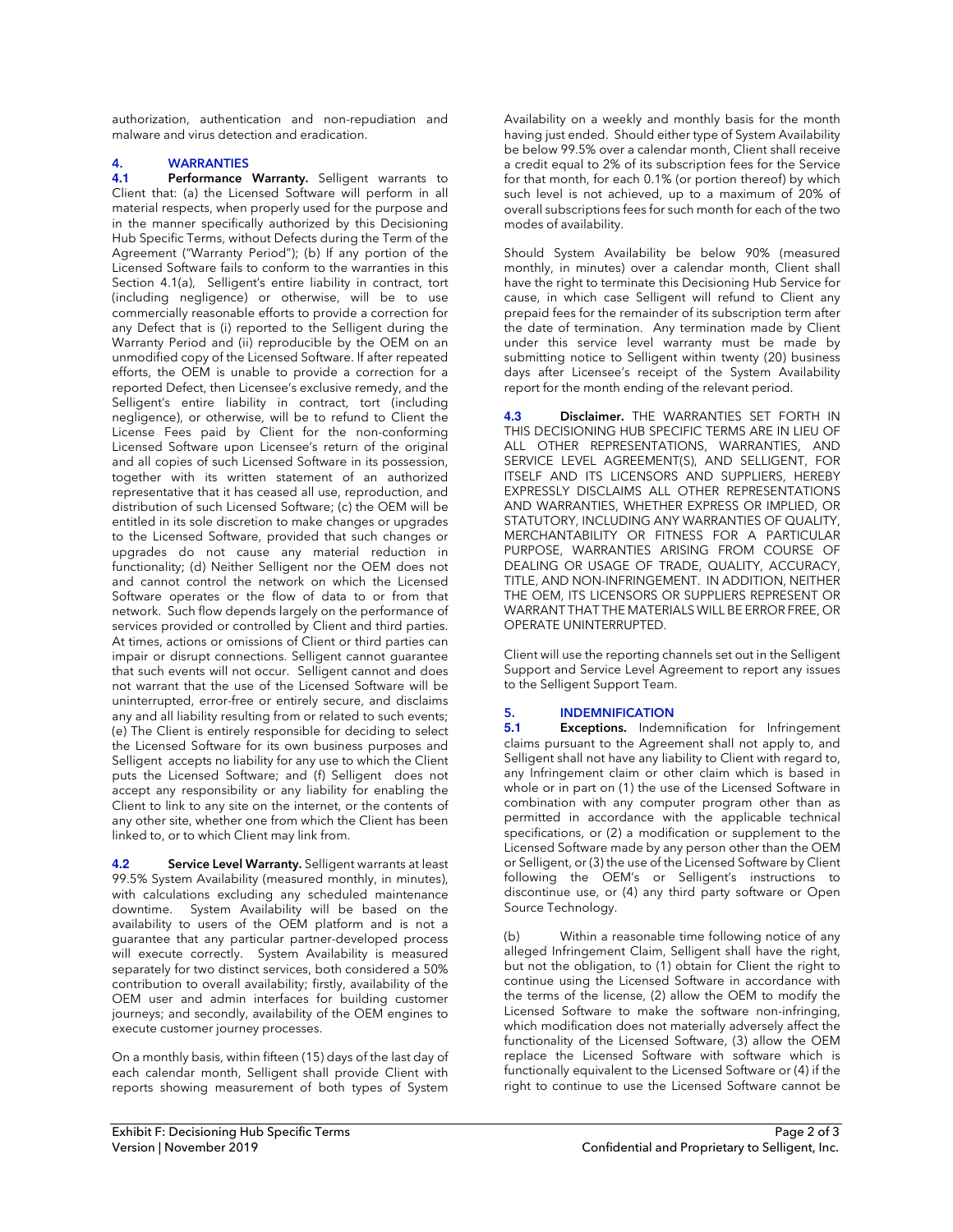authorization, authentication and non-repudiation and malware and virus detection and eradication.

## 4. WARRANTIES

**4.1 Performance Warranty.** Selligent warrants to Client that: (a) the Licensed Software will perform in all material respects, when properly used for the purpose and in the manner specifically authorized by this Decisioning Hub Specific Terms, without Defects during the Term of the Agreement ("Warranty Period"); (b) If any portion of the Licensed Software fails to conform to the warranties in this Section 4.1(a), Selligent's entire liability in contract, tort (including negligence) or otherwise, will be to use commercially reasonable efforts to provide a correction for any Defect that is (i) reported to the Selligent during the Warranty Period and (ii) reproducible by the OEM on an unmodified copy of the Licensed Software. If after repeated efforts, the OEM is unable to provide a correction for a reported Defect, then Licensee's exclusive remedy, and the Selligent's entire liability in contract, tort (including negligence), or otherwise, will be to refund to Client the License Fees paid by Client for the non-conforming Licensed Software upon Licensee's return of the original and all copies of such Licensed Software in its possession, together with its written statement of an authorized representative that it has ceased all use, reproduction, and distribution of such Licensed Software; (c) the OEM will be entitled in its sole discretion to make changes or upgrades to the Licensed Software, provided that such changes or upgrades do not cause any material reduction in functionality; (d) Neither Selligent nor the OEM does not and cannot control the network on which the Licensed Software operates or the flow of data to or from that network. Such flow depends largely on the performance of services provided or controlled by Client and third parties. At times, actions or omissions of Client or third parties can impair or disrupt connections. Selligent cannot guarantee that such events will not occur. Selligent cannot and does not warrant that the use of the Licensed Software will be uninterrupted, error-free or entirely secure, and disclaims any and all liability resulting from or related to such events; (e) The Client is entirely responsible for deciding to select the Licensed Software for its own business purposes and Selligent accepts no liability for any use to which the Client puts the Licensed Software; and (f) Selligent does not accept any responsibility or any liability for enabling the Client to link to any site on the internet, or the contents of any other site, whether one from which the Client has been linked to, or to which Client may link from.

**4.2 Service Level Warranty.** Selligent warrants at least 99.5% System Availability (measured monthly, in minutes), with calculations excluding any scheduled maintenance downtime. System Availability will be based on the availability to users of the OEM platform and is not a guarantee that any particular partner-developed process will execute correctly. System Availability is measured separately for two distinct services, both considered a 50% contribution to overall availability; firstly, availability of the OEM user and admin interfaces for building customer journeys; and secondly, availability of the OEM engines to execute customer journey processes.

On a monthly basis, within fifteen (15) days of the last day of each calendar month, Selligent shall provide Client with reports showing measurement of both types of System Availability on a weekly and monthly basis for the month having just ended. Should either type of System Availability be below 99.5% over a calendar month, Client shall receive a credit equal to 2% of its subscription fees for the Service for that month, for each 0.1% (or portion thereof) by which such level is not achieved, up to a maximum of 20% of overall subscriptions fees for such month for each of the two modes of availability.

Should System Availability be below 90% (measured monthly, in minutes) over a calendar month, Client shall have the right to terminate this Decisioning Hub Service for cause, in which case Selligent will refund to Client any prepaid fees for the remainder of its subscription term after the date of termination. Any termination made by Client under this service level warranty must be made by submitting notice to Selligent within twenty (20) business days after Licensee's receipt of the System Availability report for the month ending of the relevant period.

**4.3 Disclaimer.** THE WARRANTIES SET FORTH IN THIS DECISIONING HUB SPECIFIC TERMS ARE IN LIEU OF ALL OTHER REPRESENTATIONS, WARRANTIES, AND SERVICE LEVEL AGREEMENT(S), AND SELLIGENT, FOR ITSELF AND ITS LICENSORS AND SUPPLIERS, HEREBY EXPRESSLY DISCLAIMS ALL OTHER REPRESENTATIONS AND WARRANTIES, WHETHER EXPRESS OR IMPLIED, OR STATUTORY, INCLUDING ANY WARRANTIES OF QUALITY, MERCHANTABILITY OR FITNESS FOR A PARTICULAR PURPOSE, WARRANTIES ARISING FROM COURSE OF DEALING OR USAGE OF TRADE, QUALITY, ACCURACY, TITLE, AND NON-INFRINGEMENT. IN ADDITION, NEITHER THE OEM, ITS LICENSORS OR SUPPLIERS REPRESENT OR WARRANT THAT THE MATERIALS WILL BE ERROR FREE, OR OPERATE UNINTERRUPTED.

Client will use the reporting channels set out in the Selligent Support and Service Level Agreement to report any issues to the Selligent Support Team.

## 5. INDEMNIFICATION

**5.1 Exceptions.** Indemnification for Infringement claims pursuant to the Agreement shall not apply to, and Selligent shall not have any liability to Client with regard to, any Infringement claim or other claim which is based in whole or in part on (1) the use of the Licensed Software in combination with any computer program other than as permitted in accordance with the applicable technical specifications, or (2) a modification or supplement to the Licensed Software made by any person other than the OEM or Selligent, or (3) the use of the Licensed Software by Client following the OEM's or Selligent's instructions to discontinue use, or (4) any third party software or Open Source Technology.

(b) Within a reasonable time following notice of any alleged Infringement Claim, Selligent shall have the right, but not the obligation, to (1) obtain for Client the right to continue using the Licensed Software in accordance with the terms of the license, (2) allow the OEM to modify the Licensed Software to make the software non-infringing, which modification does not materially adversely affect the functionality of the Licensed Software, (3) allow the OEM replace the Licensed Software with software which is functionally equivalent to the Licensed Software or (4) if the right to continue to use the Licensed Software cannot be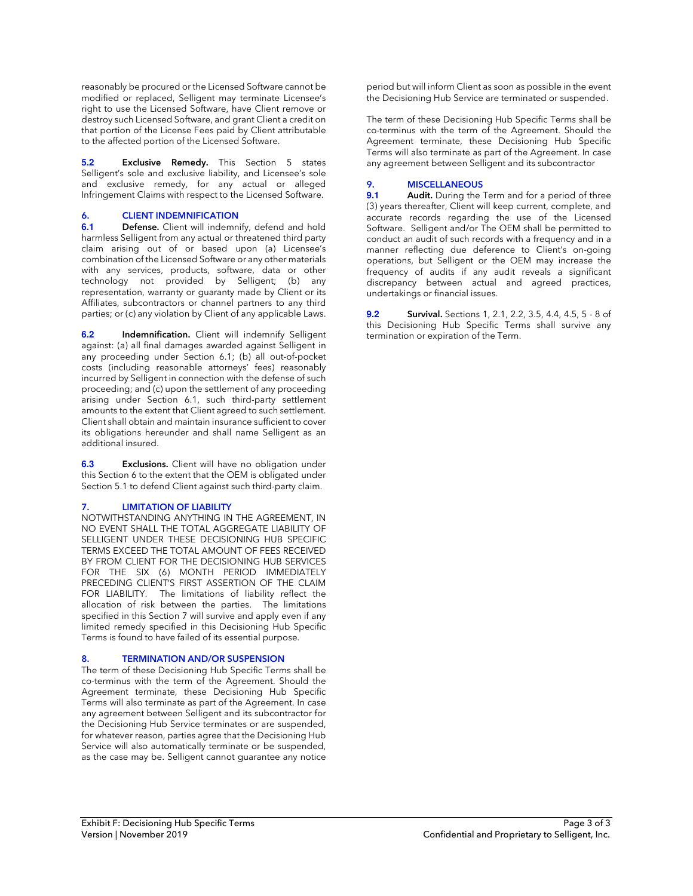reasonably be procured or the Licensed Software cannot be modified or replaced, Selligent may terminate Licensee's right to use the Licensed Software, have Client remove or destroy such Licensed Software, and grant Client a credit on that portion of the License Fees paid by Client attributable to the affected portion of the Licensed Software.

**5.2 Exclusive Remedy.** This Section 5 states Selligent's sole and exclusive liability, and Licensee's sole and exclusive remedy, for any actual or alleged Infringement Claims with respect to the Licensed Software.

## 6. CLIENT INDEMNIFICATION

**6.1 Defense.** Client will indemnify, defend and hold harmless Selligent from any actual or threatened third party claim arising out of or based upon (a) Licensee's combination of the Licensed Software or any other materials with any services, products, software, data or other technology not provided by Selligent; (b) any representation, warranty or guaranty made by Client or its Affiliates, subcontractors or channel partners to any third parties; or (c) any violation by Client of any applicable Laws.

**6.2 Indemnification.** Client will indemnify Selligent against: (a) all final damages awarded against Selligent in any proceeding under Section 6.1; (b) all out-of-pocket costs (including reasonable attorneys' fees) reasonably incurred by Selligent in connection with the defense of such proceeding; and (c) upon the settlement of any proceeding arising under Section 6.1, such third-party settlement amounts to the extent that Client agreed to such settlement. Client shall obtain and maintain insurance sufficient to cover its obligations hereunder and shall name Selligent as an additional insured.

**6.3 Exclusions.** Client will have no obligation under this Section 6 to the extent that the OEM is obligated under Section 5.1 to defend Client against such third-party claim.

## 7. LIMITATION OF LIABILITY

NOTWITHSTANDING ANYTHING IN THE AGREEMENT, IN NO EVENT SHALL THE TOTAL AGGREGATE LIABILITY OF SELLIGENT UNDER THESE DECISIONING HUB SPECIFIC TERMS EXCEED THE TOTAL AMOUNT OF FEES RECEIVED BY FROM CLIENT FOR THE DECISIONING HUB SERVICES FOR THE SIX (6) MONTH PERIOD IMMEDIATELY PRECEDING CLIENT'S FIRST ASSERTION OF THE CLAIM FOR LIABILITY. The limitations of liability reflect the allocation of risk between the parties. The limitations specified in this Section 7 will survive and apply even if any limited remedy specified in this Decisioning Hub Specific Terms is found to have failed of its essential purpose.

## 8. TERMINATION AND/OR SUSPENSION

The term of these Decisioning Hub Specific Terms shall be co-terminus with the term of the Agreement. Should the Agreement terminate, these Decisioning Hub Specific Terms will also terminate as part of the Agreement. In case any agreement between Selligent and its subcontractor for the Decisioning Hub Service terminates or are suspended, for whatever reason, parties agree that the Decisioning Hub Service will also automatically terminate or be suspended, as the case may be. Selligent cannot guarantee any notice period but will inform Client as soon as possible in the event the Decisioning Hub Service are terminated or suspended.

The term of these Decisioning Hub Specific Terms shall be co-terminus with the term of the Agreement. Should the Agreement terminate, these Decisioning Hub Specific Terms will also terminate as part of the Agreement. In case any agreement between Selligent and its subcontractor

## 9. MISCELLANEOUS

**9.1 Audit.** During the Term and for a period of three (3) years thereafter, Client will keep current, complete, and accurate records regarding the use of the Licensed Software. Selligent and/or The OEM shall be permitted to conduct an audit of such records with a frequency and in a manner reflecting due deference to Client's on-going operations, but Selligent or the OEM may increase the frequency of audits if any audit reveals a significant discrepancy between actual and agreed practices, undertakings or financial issues.

**9.2 Survival.** Sections 1, 2.1, 2.2, 3.5, 4.4, 4.5, 5 - 8 of this Decisioning Hub Specific Terms shall survive any termination or expiration of the Term.